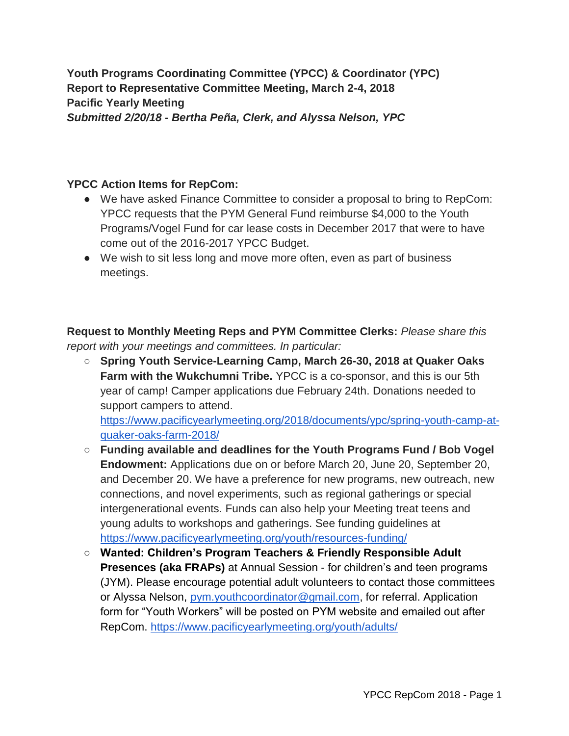**Youth Programs Coordinating Committee (YPCC) & Coordinator (YPC)**
**Report to Representative Committee Meeting, March 2-4, 2018**
**Pacific Yearly Meeting**
***Submitted 2/20/18 - Bertha Peña, Clerk, and Alyssa Nelson, YPC***

**YPCC Action Items for RepCom:**

- We have asked Finance Committee to consider a proposal to bring to RepCom: YPCC requests that the PYM General Fund reimburse $4,000 to the Youth Programs/Vogel Fund for car lease costs in December 2017 that were to have come out of the 2016-2017 YPCC Budget.
- We wish to sit less long and move more often, even as part of business meetings.

**Request to Monthly Meeting Reps and PYM Committee Clerks:** *Please share this report with your meetings and committees. In particular:*

- **Spring Youth Service-Learning Camp, March 26-30, 2018 at Quaker Oaks Farm with the Wukchumni Tribe.** YPCC is a co-sponsor, and this is our 5th year of camp! Camper applications due February 24th. Donations needed to support campers to attend. [https://www.pacificyearlymeeting.org/2018/documents/ypc/spring-youth-camp-at-quaker-oaks-farm-2018/](https://www.pacificyearlymeeting.org/2018/documents/ypc/spring-youth-camp-at-quaker-oaks-farm-2018/)
- **Funding available and deadlines for the Youth Programs Fund / Bob Vogel Endowment:** Applications due on or before March 20, June 20, September 20, and December 20. We have a preference for new programs, new outreach, new connections, and novel experiments, such as regional gatherings or special intergenerational events. Funds can also help your Meeting treat teens and young adults to workshops and gatherings. See funding guidelines at [https://www.pacificyearlymeeting.org/youth/resources-funding/](https://www.pacificyearlymeeting.org/youth/resources-funding/)
- **Wanted: Children's Program Teachers & Friendly Responsible Adult Presences (aka FRAPs)** at Annual Session - for children's and teen programs (JYM). Please encourage potential adult volunteers to contact those committees or Alyssa Nelson, [pym.youthcoordinator@gmail.com](mailto:pym.youthcoordinator@gmail.com), for referral. Application form for "Youth Workers" will be posted on PYM website and emailed out after RepCom. [https://www.pacificyearlymeeting.org/youth/adults/](https://www.pacificyearlymeeting.org/youth/adults/)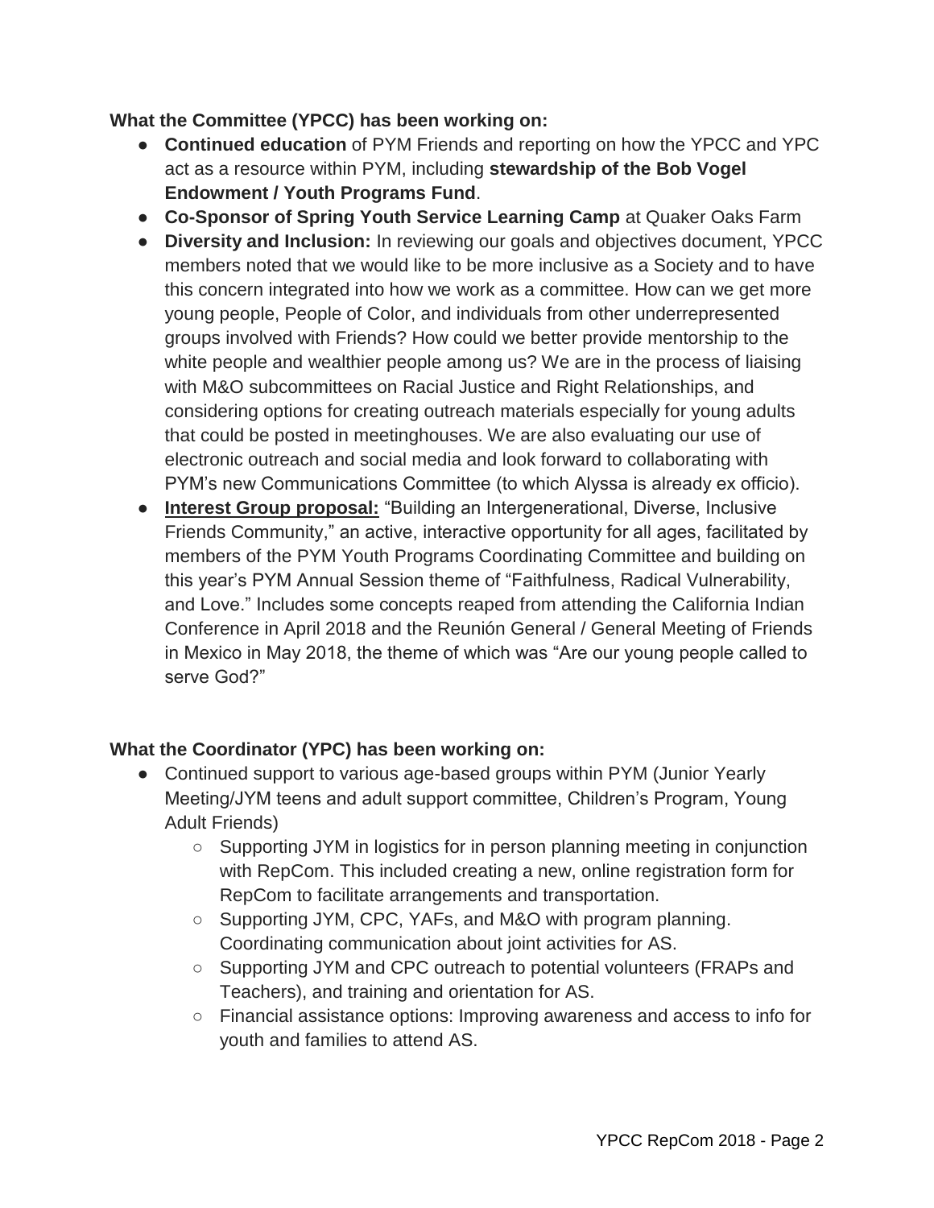**What the Committee (YPCC) has been working on:**

- **Continued education** of PYM Friends and reporting on how the YPCC and YPC act as a resource within PYM, including **stewardship of the Bob Vogel Endowment / Youth Programs Fund**.
- **Co-Sponsor of Spring Youth Service Learning Camp** at Quaker Oaks Farm
- **Diversity and Inclusion:** In reviewing our goals and objectives document, YPCC members noted that we would like to be more inclusive as a Society and to have this concern integrated into how we work as a committee. How can we get more young people, People of Color, and individuals from other underrepresented groups involved with Friends? How could we better provide mentorship to the white people and wealthier people among us? We are in the process of liaising with M&O subcommittees on Racial Justice and Right Relationships, and considering options for creating outreach materials especially for young adults that could be posted in meetinghouses. We are also evaluating our use of electronic outreach and social media and look forward to collaborating with PYM's new Communications Committee (to which Alyssa is already ex officio).
- **Interest Group proposal:** "Building an Intergenerational, Diverse, Inclusive Friends Community," an active, interactive opportunity for all ages, facilitated by members of the PYM Youth Programs Coordinating Committee and building on this year's PYM Annual Session theme of "Faithfulness, Radical Vulnerability, and Love." Includes some concepts reaped from attending the California Indian Conference in April 2018 and the Reunión General / General Meeting of Friends in Mexico in May 2018, the theme of which was "Are our young people called to serve God?"

**What the Coordinator (YPC) has been working on:**

- Continued support to various age-based groups within PYM (Junior Yearly Meeting/JYM teens and adult support committee, Children's Program, Young Adult Friends)
  - Supporting JYM in logistics for in person planning meeting in conjunction with RepCom. This included creating a new, online registration form for RepCom to facilitate arrangements and transportation.
  - Supporting JYM, CPC, YAFs, and M&O with program planning. Coordinating communication about joint activities for AS.
  - Supporting JYM and CPC outreach to potential volunteers (FRAPs and Teachers), and training and orientation for AS.
  - Financial assistance options: Improving awareness and access to info for youth and families to attend AS.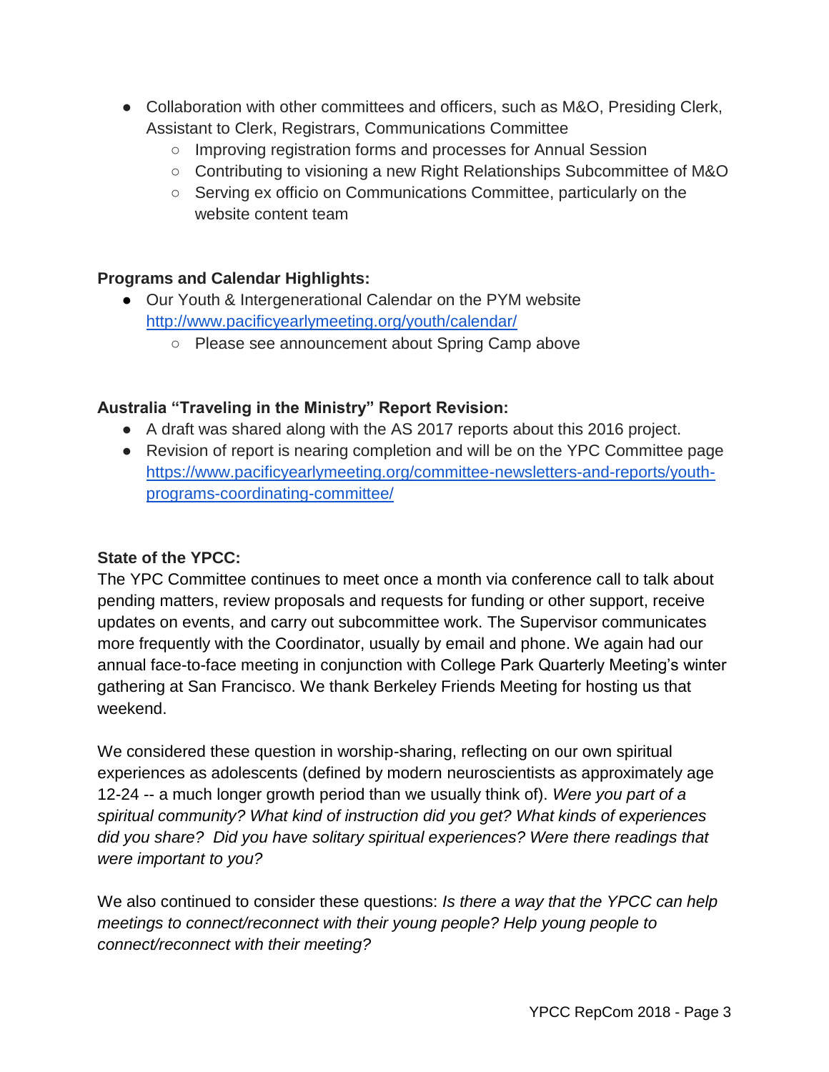- Collaboration with other committees and officers, such as M&O, Presiding Clerk, Assistant to Clerk, Registrars, Communications Committee
    - Improving registration forms and processes for Annual Session
    - Contributing to visioning a new Right Relationships Subcommittee of M&O
    - Serving ex officio on Communications Committee, particularly on the website content team

**Programs and Calendar Highlights:**

- Our Youth & Intergenerational Calendar on the PYM website http://www.pacificyearlymeeting.org/youth/calendar/
    - Please see announcement about Spring Camp above

**Australia "Traveling in the Ministry" Report Revision:**

- A draft was shared along with the AS 2017 reports about this 2016 project.
- Revision of report is nearing completion and will be on the YPC Committee page https://www.pacificyearlymeeting.org/committee-newsletters-and-reports/youth-programs-coordinating-committee/

**State of the YPCC:**

The YPC Committee continues to meet once a month via conference call to talk about pending matters, review proposals and requests for funding or other support, receive updates on events, and carry out subcommittee work. The Supervisor communicates more frequently with the Coordinator, usually by email and phone. We again had our annual face-to-face meeting in conjunction with College Park Quarterly Meeting's winter gathering at San Francisco. We thank Berkeley Friends Meeting for hosting us that weekend.

We considered these question in worship-sharing, reflecting on our own spiritual experiences as adolescents (defined by modern neuroscientists as approximately age 12-24 -- a much longer growth period than we usually think of). *Were you part of a spiritual community? What kind of instruction did you get? What kinds of experiences did you share? Did you have solitary spiritual experiences? Were there readings that were important to you?*

We also continued to consider these questions: *Is there a way that the YPCC can help meetings to connect/reconnect with their young people? Help young people to connect/reconnect with their meeting?*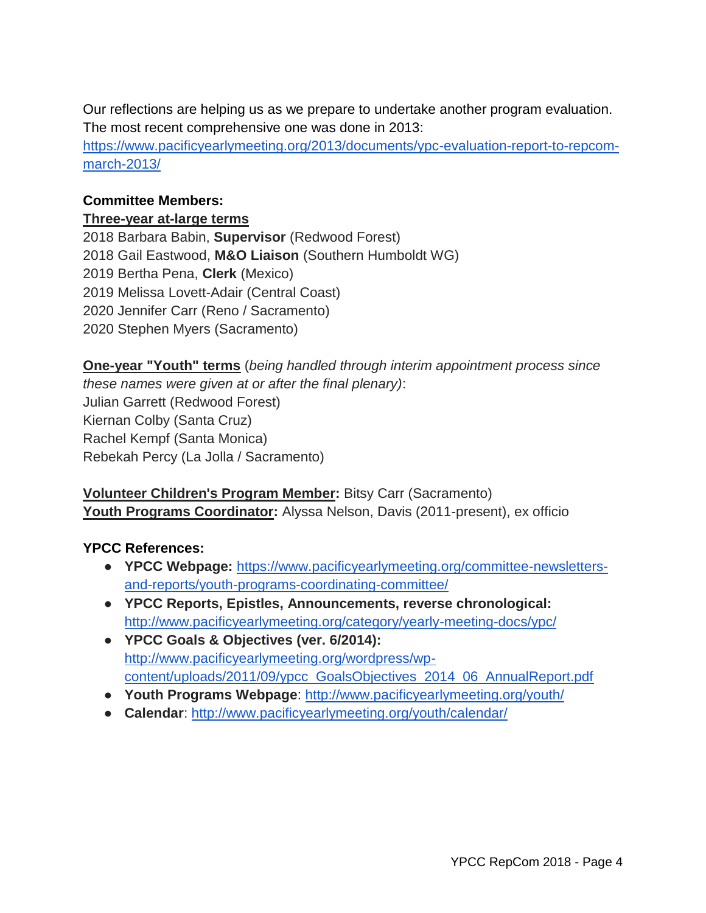Our reflections are helping us as we prepare to undertake another program evaluation. The most recent comprehensive one was done in 2013: https://www.pacificyearlymeeting.org/2013/documents/ypc-evaluation-report-to-repcom-march-2013/

**Committee Members:**

**Three-year at-large terms**

2018 Barbara Babin, **Supervisor** (Redwood Forest)
2018 Gail Eastwood, **M&O Liaison** (Southern Humboldt WG)
2019 Bertha Pena, **Clerk** (Mexico)
2019 Melissa Lovett-Adair (Central Coast)
2020 Jennifer Carr (Reno / Sacramento)
2020 Stephen Myers (Sacramento)

**One-year "Youth" terms** (*being handled through interim appointment process since these names were given at or after the final plenary)*:
Julian Garrett (Redwood Forest)
Kiernan Colby (Santa Cruz)
Rachel Kempf (Santa Monica)
Rebekah Percy (La Jolla / Sacramento)

**Volunteer Children's Program Member:** Bitsy Carr (Sacramento)
**Youth Programs Coordinator:** Alyssa Nelson, Davis (2011-present), ex officio

**YPCC References:**

- **YPCC Webpage:** https://www.pacificyearlymeeting.org/committee-newsletters-and-reports/youth-programs-coordinating-committee/
- **YPCC Reports, Epistles, Announcements, reverse chronological:** http://www.pacificyearlymeeting.org/category/yearly-meeting-docs/ypc/
- **YPCC Goals & Objectives (ver. 6/2014):** http://www.pacificyearlymeeting.org/wordpress/wp-content/uploads/2011/09/ypcc_GoalsObjectives_2014_06_AnnualReport.pdf
- **Youth Programs Webpage**: http://www.pacificyearlymeeting.org/youth/
- **Calendar**: http://www.pacificyearlymeeting.org/youth/calendar/